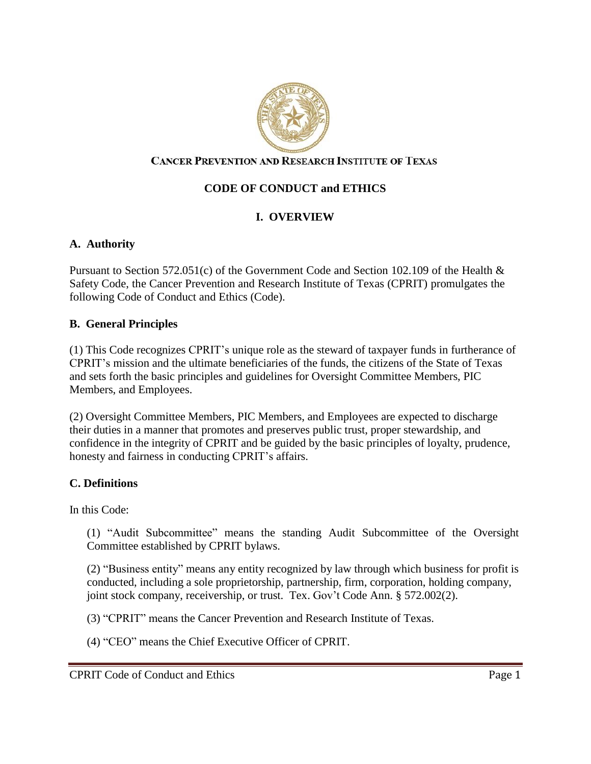CANCER PREVENTION AND RESEARCH INSTITUTE OF TEXAS

# CODE OF CONDUCT and ETHICS

## I. OVERVIEW

### A. Authority

Pursuant to Section 572.051(c) of the Government Code and Section 102.109 of the Health & Safety Code, the Cancer Prevention and Research Institute of Texas (CPRIT) promulgates the following Code of Conduct and Ethics (Code).

### B. General Principles

(1) This Code recognizes CPRIT's unique role as the steward of taxpayer funds in furtherance of CPRIT's mission and the ultimate beneficiaries of the funds, the citizens of the State of Texas and sets forth the basic principles and guidelines for Oversight Committee Members, PIC Members, and Employees.

(2) Oversight Committee Members, PIC Members, and Employees are expected to discharge their duties in a manner that promotes and preserves public trust, proper stewardship, and confidence in the integrity of CPRIT and be guided by the basic principles of loyalty, prudence, honesty and fairness in conducting CPRIT's affairs.

### C. Definitions

In this Code:

(1) "Audit Subcommittee" means the standing Audit Subcommittee of the Oversight Committee established by CPRIT bylaws.

(2) "Business entity" means any entity recognized by law through which business for profit is conducted, including a sole proprietorship, partnership, firm, corporation, holding company, joint stock company, receivership, or trust. Tex. Gov't Code Ann. § 572.002(2).

(3) "CPRIT" means the Cancer Prevention and Research Institute of Texas.

(4) "CEO" means the Chief Executive Officer of CPRIT.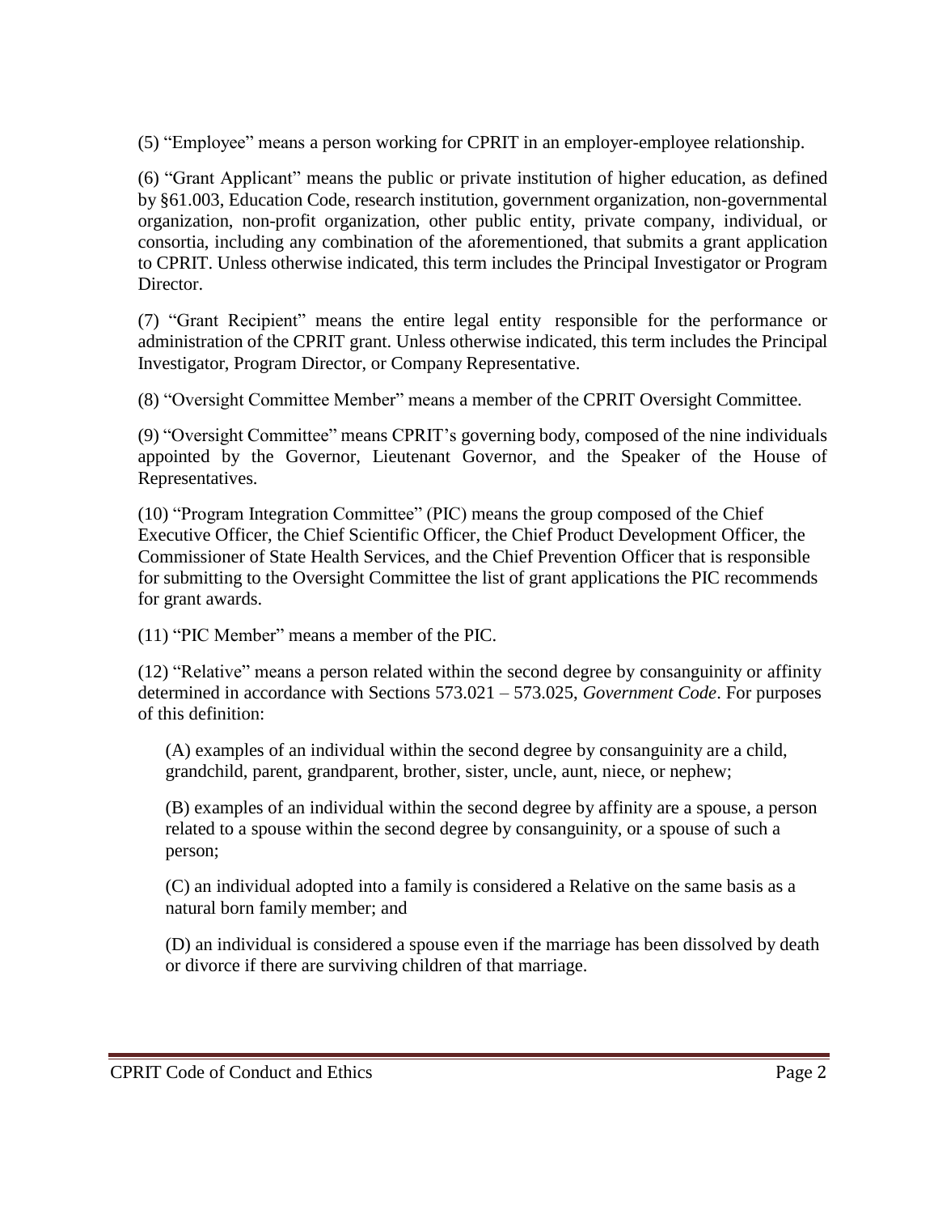(5) "Employee" means a person working for CPRIT in an employer-employee relationship.

(6) "Grant Applicant" means the public or private institution of higher education, as defined by §61.003, Education Code, research institution, government organization, non-governmental organization, non-profit organization, other public entity, private company, individual, or consortia, including any combination of the aforementioned, that submits a grant application to CPRIT. Unless otherwise indicated, this term includes the Principal Investigator or Program Director.

(7) "Grant Recipient" means the entire legal entity responsible for the performance or administration of the CPRIT grant. Unless otherwise indicated, this term includes the Principal Investigator, Program Director, or Company Representative.

(8) "Oversight Committee Member" means a member of the CPRIT Oversight Committee.

(9) "Oversight Committee" means CPRIT's governing body, composed of the nine individuals appointed by the Governor, Lieutenant Governor, and the Speaker of the House of Representatives.

(10) "Program Integration Committee" (PIC) means the group composed of the Chief Executive Officer, the Chief Scientific Officer, the Chief Product Development Officer, the Commissioner of State Health Services, and the Chief Prevention Officer that is responsible for submitting to the Oversight Committee the list of grant applications the PIC recommends for grant awards.

(11) "PIC Member" means a member of the PIC.

(12) "Relative" means a person related within the second degree by consanguinity or affinity determined in accordance with Sections 573.021 – 573.025, *Government Code*. For purposes of this definition:

(A) examples of an individual within the second degree by consanguinity are a child, grandchild, parent, grandparent, brother, sister, uncle, aunt, niece, or nephew;

(B) examples of an individual within the second degree by affinity are a spouse, a person related to a spouse within the second degree by consanguinity, or a spouse of such a person;

(C) an individual adopted into a family is considered a Relative on the same basis as a natural born family member; and

(D) an individual is considered a spouse even if the marriage has been dissolved by death or divorce if there are surviving children of that marriage.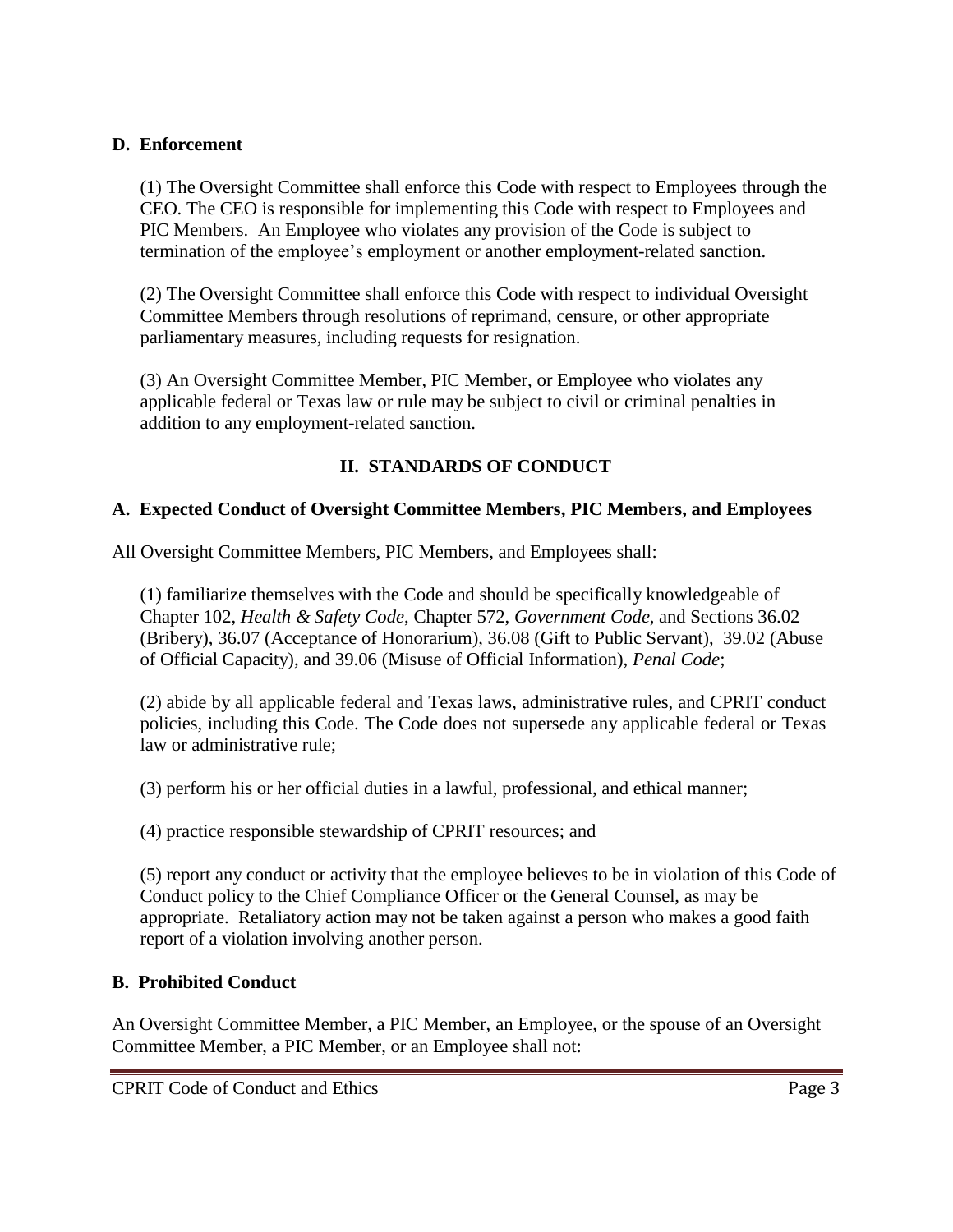### D. Enforcement

(1) The Oversight Committee shall enforce this Code with respect to Employees through the CEO. The CEO is responsible for implementing this Code with respect to Employees and PIC Members. An Employee who violates any provision of the Code is subject to termination of the employee's employment or another employment-related sanction.

(2) The Oversight Committee shall enforce this Code with respect to individual Oversight Committee Members through resolutions of reprimand, censure, or other appropriate parliamentary measures, including requests for resignation.

(3) An Oversight Committee Member, PIC Member, or Employee who violates any applicable federal or Texas law or rule may be subject to civil or criminal penalties in addition to any employment-related sanction.

## II. STANDARDS OF CONDUCT

### A. Expected Conduct of Oversight Committee Members, PIC Members, and Employees

All Oversight Committee Members, PIC Members, and Employees shall:

(1) familiarize themselves with the Code and should be specifically knowledgeable of Chapter 102, *Health & Safety Code*, Chapter 572, *Government Code*, and Sections 36.02 (Bribery), 36.07 (Acceptance of Honorarium), 36.08 (Gift to Public Servant), 39.02 (Abuse of Official Capacity), and 39.06 (Misuse of Official Information), *Penal Code*;

(2) abide by all applicable federal and Texas laws, administrative rules, and CPRIT conduct policies, including this Code. The Code does not supersede any applicable federal or Texas law or administrative rule;

(3) perform his or her official duties in a lawful, professional, and ethical manner;

(4) practice responsible stewardship of CPRIT resources; and

(5) report any conduct or activity that the employee believes to be in violation of this Code of Conduct policy to the Chief Compliance Officer or the General Counsel, as may be appropriate. Retaliatory action may not be taken against a person who makes a good faith report of a violation involving another person.

### B. Prohibited Conduct

An Oversight Committee Member, a PIC Member, an Employee, or the spouse of an Oversight Committee Member, a PIC Member, or an Employee shall not: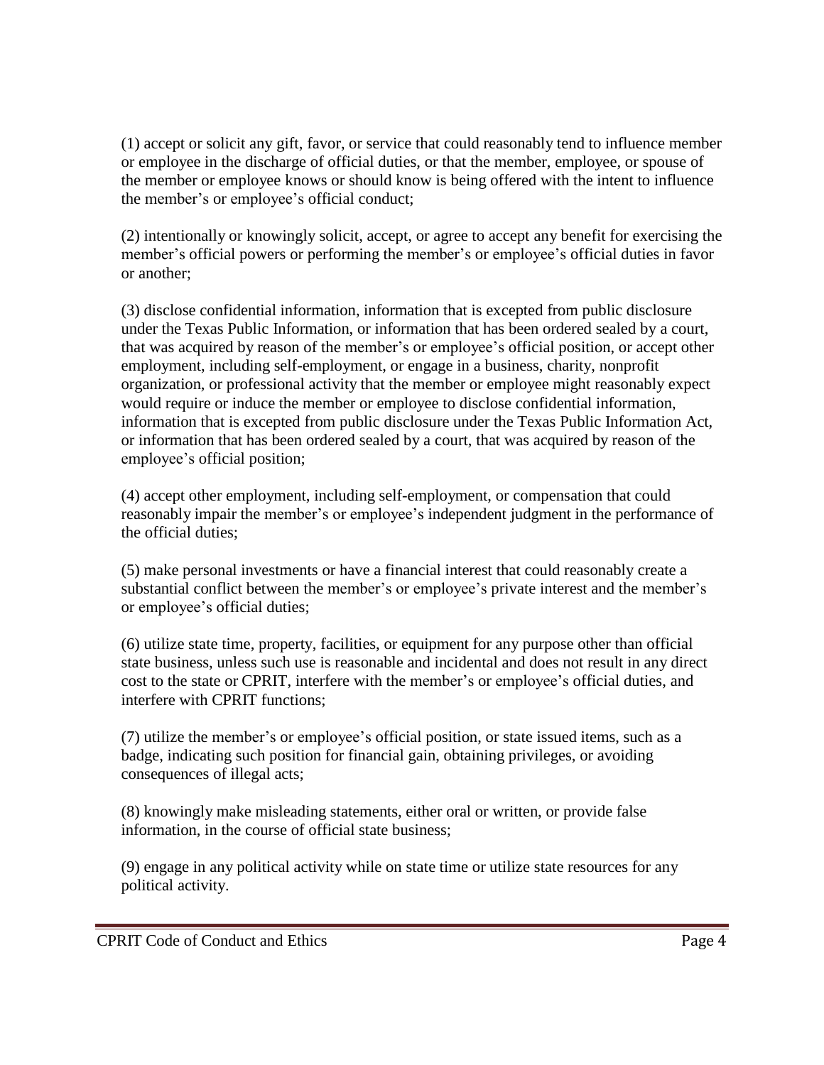(1) accept or solicit any gift, favor, or service that could reasonably tend to influence member or employee in the discharge of official duties, or that the member, employee, or spouse of the member or employee knows or should know is being offered with the intent to influence the member's or employee's official conduct;

(2) intentionally or knowingly solicit, accept, or agree to accept any benefit for exercising the member's official powers or performing the member's or employee's official duties in favor or another;

(3) disclose confidential information, information that is excepted from public disclosure under the Texas Public Information, or information that has been ordered sealed by a court, that was acquired by reason of the member's or employee's official position, or accept other employment, including self-employment, or engage in a business, charity, nonprofit organization, or professional activity that the member or employee might reasonably expect would require or induce the member or employee to disclose confidential information, information that is excepted from public disclosure under the Texas Public Information Act, or information that has been ordered sealed by a court, that was acquired by reason of the employee's official position;

(4) accept other employment, including self-employment, or compensation that could reasonably impair the member's or employee's independent judgment in the performance of the official duties;

(5) make personal investments or have a financial interest that could reasonably create a substantial conflict between the member's or employee's private interest and the member's or employee's official duties;

(6) utilize state time, property, facilities, or equipment for any purpose other than official state business, unless such use is reasonable and incidental and does not result in any direct cost to the state or CPRIT, interfere with the member's or employee's official duties, and interfere with CPRIT functions;

(7) utilize the member's or employee's official position, or state issued items, such as a badge, indicating such position for financial gain, obtaining privileges, or avoiding consequences of illegal acts;

(8) knowingly make misleading statements, either oral or written, or provide false information, in the course of official state business;

(9) engage in any political activity while on state time or utilize state resources for any political activity.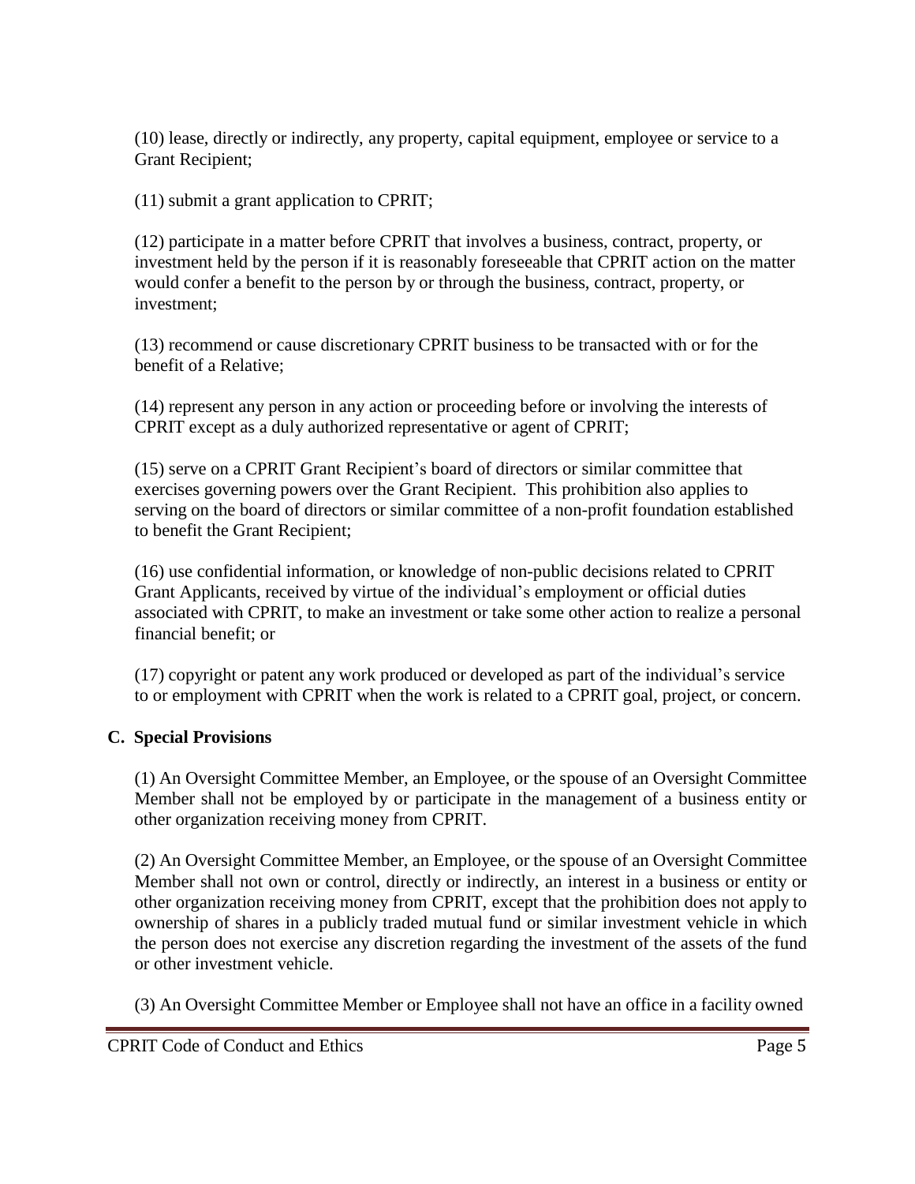(10) lease, directly or indirectly, any property, capital equipment, employee or service to a Grant Recipient;

(11) submit a grant application to CPRIT;

(12) participate in a matter before CPRIT that involves a business, contract, property, or investment held by the person if it is reasonably foreseeable that CPRIT action on the matter would confer a benefit to the person by or through the business, contract, property, or investment;

(13) recommend or cause discretionary CPRIT business to be transacted with or for the benefit of a Relative;

(14) represent any person in any action or proceeding before or involving the interests of CPRIT except as a duly authorized representative or agent of CPRIT;

(15) serve on a CPRIT Grant Recipient's board of directors or similar committee that exercises governing powers over the Grant Recipient. This prohibition also applies to serving on the board of directors or similar committee of a non-profit foundation established to benefit the Grant Recipient;

(16) use confidential information, or knowledge of non-public decisions related to CPRIT Grant Applicants, received by virtue of the individual's employment or official duties associated with CPRIT, to make an investment or take some other action to realize a personal financial benefit; or

(17) copyright or patent any work produced or developed as part of the individual's service to or employment with CPRIT when the work is related to a CPRIT goal, project, or concern.

## C. Special Provisions

(1) An Oversight Committee Member, an Employee, or the spouse of an Oversight Committee Member shall not be employed by or participate in the management of a business entity or other organization receiving money from CPRIT.

(2) An Oversight Committee Member, an Employee, or the spouse of an Oversight Committee Member shall not own or control, directly or indirectly, an interest in a business or entity or other organization receiving money from CPRIT, except that the prohibition does not apply to ownership of shares in a publicly traded mutual fund or similar investment vehicle in which the person does not exercise any discretion regarding the investment of the assets of the fund or other investment vehicle.

(3) An Oversight Committee Member or Employee shall not have an office in a facility owned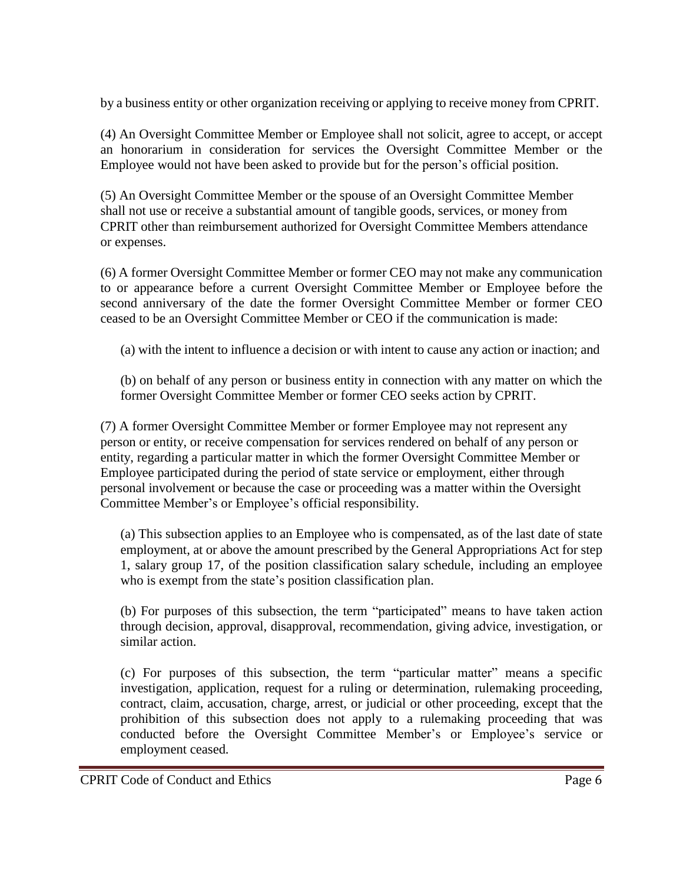by a business entity or other organization receiving or applying to receive money from CPRIT.

(4) An Oversight Committee Member or Employee shall not solicit, agree to accept, or accept an honorarium in consideration for services the Oversight Committee Member or the Employee would not have been asked to provide but for the person's official position.

(5) An Oversight Committee Member or the spouse of an Oversight Committee Member shall not use or receive a substantial amount of tangible goods, services, or money from CPRIT other than reimbursement authorized for Oversight Committee Members attendance or expenses.

(6) A former Oversight Committee Member or former CEO may not make any communication to or appearance before a current Oversight Committee Member or Employee before the second anniversary of the date the former Oversight Committee Member or former CEO ceased to be an Oversight Committee Member or CEO if the communication is made:

(a) with the intent to influence a decision or with intent to cause any action or inaction; and

(b) on behalf of any person or business entity in connection with any matter on which the former Oversight Committee Member or former CEO seeks action by CPRIT.

(7) A former Oversight Committee Member or former Employee may not represent any person or entity, or receive compensation for services rendered on behalf of any person or entity, regarding a particular matter in which the former Oversight Committee Member or Employee participated during the period of state service or employment, either through personal involvement or because the case or proceeding was a matter within the Oversight Committee Member's or Employee's official responsibility.

(a) This subsection applies to an Employee who is compensated, as of the last date of state employment, at or above the amount prescribed by the General Appropriations Act for step 1, salary group 17, of the position classification salary schedule, including an employee who is exempt from the state's position classification plan.

(b) For purposes of this subsection, the term "participated" means to have taken action through decision, approval, disapproval, recommendation, giving advice, investigation, or similar action.

(c) For purposes of this subsection, the term "particular matter" means a specific investigation, application, request for a ruling or determination, rulemaking proceeding, contract, claim, accusation, charge, arrest, or judicial or other proceeding, except that the prohibition of this subsection does not apply to a rulemaking proceeding that was conducted before the Oversight Committee Member's or Employee's service or employment ceased.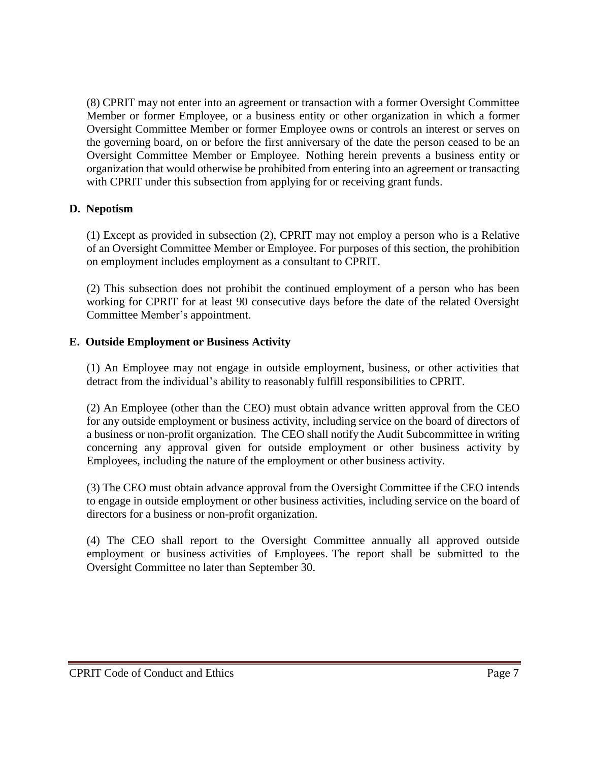(8) CPRIT may not enter into an agreement or transaction with a former Oversight Committee Member or former Employee, or a business entity or other organization in which a former Oversight Committee Member or former Employee owns or controls an interest or serves on the governing board, on or before the first anniversary of the date the person ceased to be an Oversight Committee Member or Employee. Nothing herein prevents a business entity or organization that would otherwise be prohibited from entering into an agreement or transacting with CPRIT under this subsection from applying for or receiving grant funds.

### D. Nepotism

(1) Except as provided in subsection (2), CPRIT may not employ a person who is a Relative of an Oversight Committee Member or Employee. For purposes of this section, the prohibition on employment includes employment as a consultant to CPRIT.

(2) This subsection does not prohibit the continued employment of a person who has been working for CPRIT for at least 90 consecutive days before the date of the related Oversight Committee Member's appointment.

### E. Outside Employment or Business Activity

(1) An Employee may not engage in outside employment, business, or other activities that detract from the individual's ability to reasonably fulfill responsibilities to CPRIT.

(2) An Employee (other than the CEO) must obtain advance written approval from the CEO for any outside employment or business activity, including service on the board of directors of a business or non-profit organization. The CEO shall notify the Audit Subcommittee in writing concerning any approval given for outside employment or other business activity by Employees, including the nature of the employment or other business activity.

(3) The CEO must obtain advance approval from the Oversight Committee if the CEO intends to engage in outside employment or other business activities, including service on the board of directors for a business or non-profit organization.

(4) The CEO shall report to the Oversight Committee annually all approved outside employment or business activities of Employees. The report shall be submitted to the Oversight Committee no later than September 30.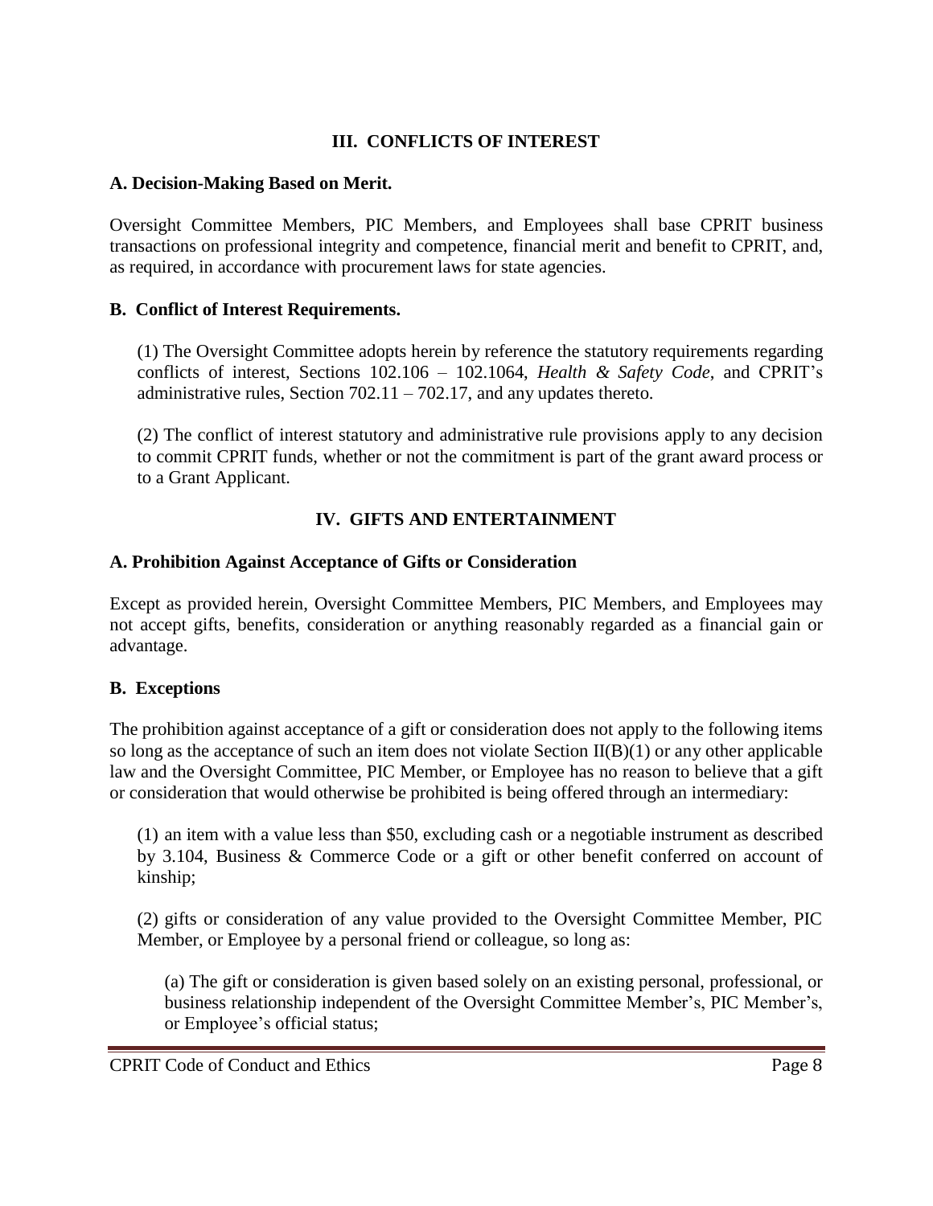## III. CONFLICTS OF INTEREST

### A. Decision-Making Based on Merit.

Oversight Committee Members, PIC Members, and Employees shall base CPRIT business transactions on professional integrity and competence, financial merit and benefit to CPRIT, and, as required, in accordance with procurement laws for state agencies.

### B. Conflict of Interest Requirements.

(1) The Oversight Committee adopts herein by reference the statutory requirements regarding conflicts of interest, Sections 102.106 – 102.1064, *Health & Safety Code*, and CPRIT's administrative rules, Section 702.11 – 702.17, and any updates thereto.

(2) The conflict of interest statutory and administrative rule provisions apply to any decision to commit CPRIT funds, whether or not the commitment is part of the grant award process or to a Grant Applicant.

## IV. GIFTS AND ENTERTAINMENT

### A. Prohibition Against Acceptance of Gifts or Consideration

Except as provided herein, Oversight Committee Members, PIC Members, and Employees may not accept gifts, benefits, consideration or anything reasonably regarded as a financial gain or advantage.

### B. Exceptions

The prohibition against acceptance of a gift or consideration does not apply to the following items so long as the acceptance of such an item does not violate Section II(B)(1) or any other applicable law and the Oversight Committee, PIC Member, or Employee has no reason to believe that a gift or consideration that would otherwise be prohibited is being offered through an intermediary:

(1) an item with a value less than $50, excluding cash or a negotiable instrument as described by 3.104, Business & Commerce Code or a gift or other benefit conferred on account of kinship;

(2) gifts or consideration of any value provided to the Oversight Committee Member, PIC Member, or Employee by a personal friend or colleague, so long as:

(a) The gift or consideration is given based solely on an existing personal, professional, or business relationship independent of the Oversight Committee Member's, PIC Member's, or Employee's official status;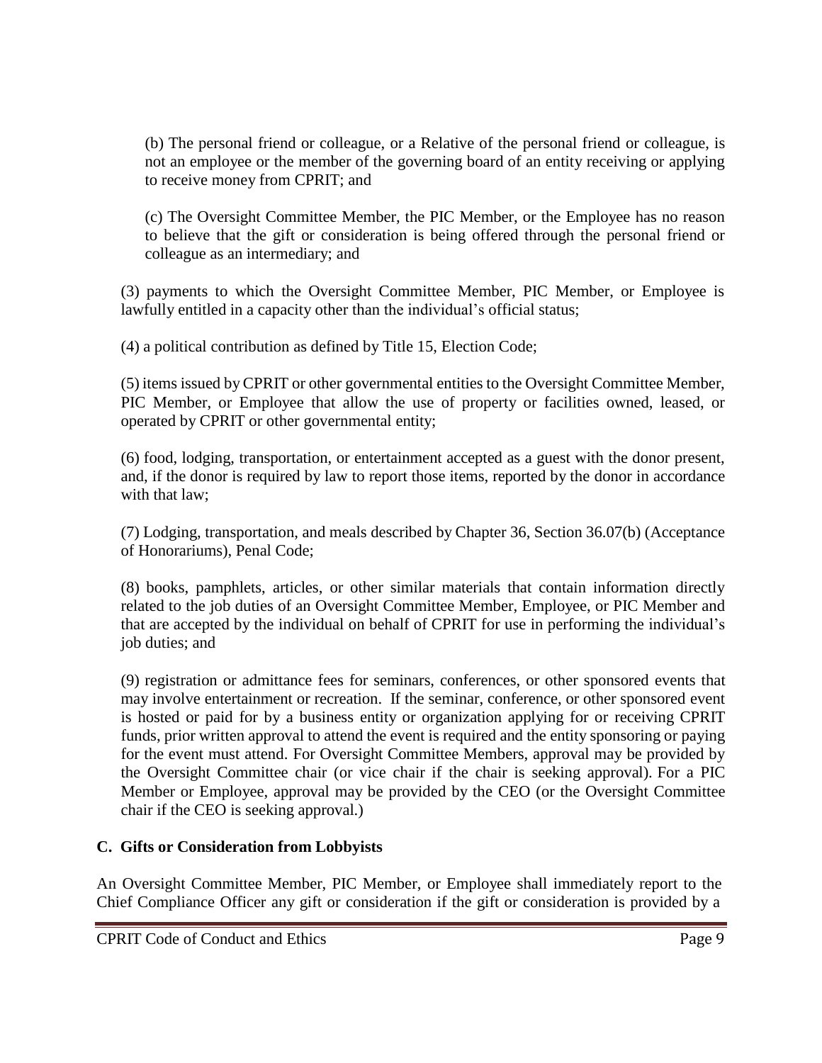(b) The personal friend or colleague, or a Relative of the personal friend or colleague, is not an employee or the member of the governing board of an entity receiving or applying to receive money from CPRIT; and

(c) The Oversight Committee Member, the PIC Member, or the Employee has no reason to believe that the gift or consideration is being offered through the personal friend or colleague as an intermediary; and

(3) payments to which the Oversight Committee Member, PIC Member, or Employee is lawfully entitled in a capacity other than the individual's official status;

(4) a political contribution as defined by Title 15, Election Code;

(5) items issued by CPRIT or other governmental entities to the Oversight Committee Member, PIC Member, or Employee that allow the use of property or facilities owned, leased, or operated by CPRIT or other governmental entity;

(6) food, lodging, transportation, or entertainment accepted as a guest with the donor present, and, if the donor is required by law to report those items, reported by the donor in accordance with that law;

(7) Lodging, transportation, and meals described by Chapter 36, Section 36.07(b) (Acceptance of Honorariums), Penal Code;

(8) books, pamphlets, articles, or other similar materials that contain information directly related to the job duties of an Oversight Committee Member, Employee, or PIC Member and that are accepted by the individual on behalf of CPRIT for use in performing the individual's job duties; and

(9) registration or admittance fees for seminars, conferences, or other sponsored events that may involve entertainment or recreation. If the seminar, conference, or other sponsored event is hosted or paid for by a business entity or organization applying for or receiving CPRIT funds, prior written approval to attend the event is required and the entity sponsoring or paying for the event must attend. For Oversight Committee Members, approval may be provided by the Oversight Committee chair (or vice chair if the chair is seeking approval). For a PIC Member or Employee, approval may be provided by the CEO (or the Oversight Committee chair if the CEO is seeking approval.)

### C. Gifts or Consideration from Lobbyists

An Oversight Committee Member, PIC Member, or Employee shall immediately report to the Chief Compliance Officer any gift or consideration if the gift or consideration is provided by a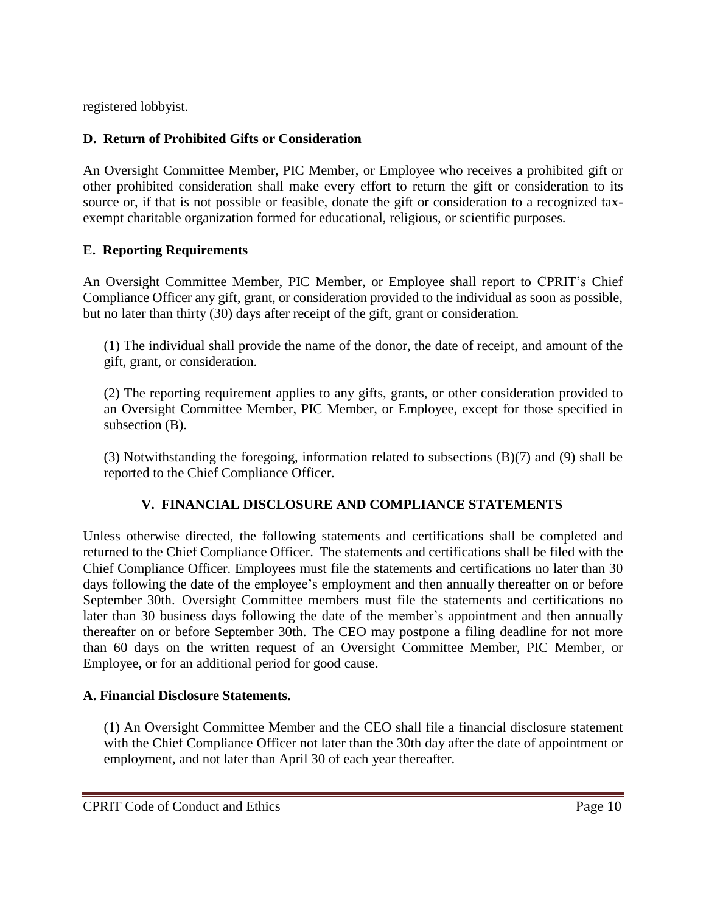registered lobbyist.

**D. Return of Prohibited Gifts or Consideration**

An Oversight Committee Member, PIC Member, or Employee who receives a prohibited gift or other prohibited consideration shall make every effort to return the gift or consideration to its source or, if that is not possible or feasible, donate the gift or consideration to a recognized tax-exempt charitable organization formed for educational, religious, or scientific purposes.

**E. Reporting Requirements**

An Oversight Committee Member, PIC Member, or Employee shall report to CPRIT's Chief Compliance Officer any gift, grant, or consideration provided to the individual as soon as possible, but no later than thirty (30) days after receipt of the gift, grant or consideration.

(1) The individual shall provide the name of the donor, the date of receipt, and amount of the gift, grant, or consideration.

(2) The reporting requirement applies to any gifts, grants, or other consideration provided to an Oversight Committee Member, PIC Member, or Employee, except for those specified in subsection (B).

(3) Notwithstanding the foregoing, information related to subsections (B)(7) and (9) shall be reported to the Chief Compliance Officer.

## V. FINANCIAL DISCLOSURE AND COMPLIANCE STATEMENTS

Unless otherwise directed, the following statements and certifications shall be completed and returned to the Chief Compliance Officer. The statements and certifications shall be filed with the Chief Compliance Officer. Employees must file the statements and certifications no later than 30 days following the date of the employee's employment and then annually thereafter on or before September 30th. Oversight Committee members must file the statements and certifications no later than 30 business days following the date of the member's appointment and then annually thereafter on or before September 30th. The CEO may postpone a filing deadline for not more than 60 days on the written request of an Oversight Committee Member, PIC Member, or Employee, or for an additional period for good cause.

**A. Financial Disclosure Statements.**

(1) An Oversight Committee Member and the CEO shall file a financial disclosure statement with the Chief Compliance Officer not later than the 30th day after the date of appointment or employment, and not later than April 30 of each year thereafter.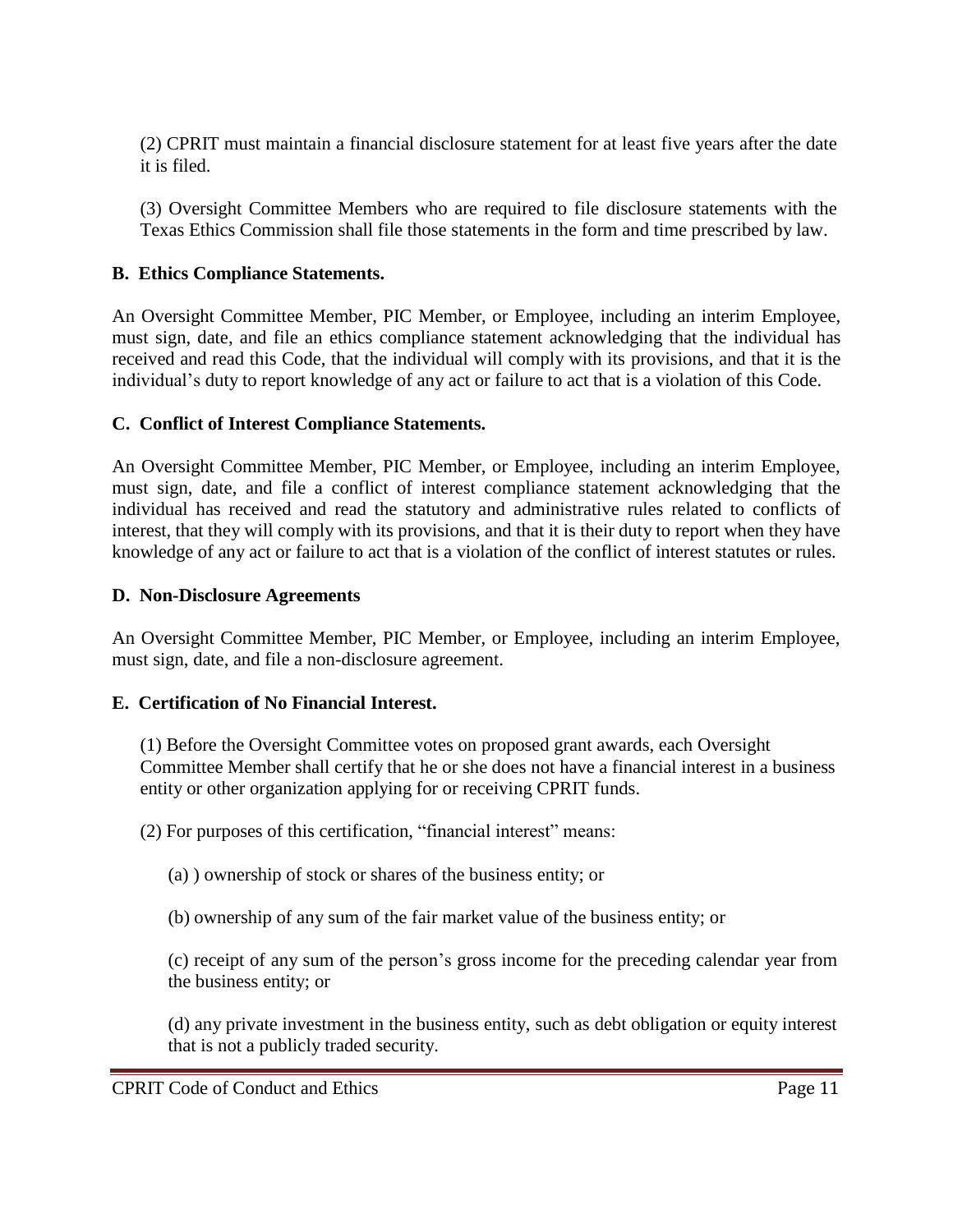(2) CPRIT must maintain a financial disclosure statement for at least five years after the date it is filed.

(3) Oversight Committee Members who are required to file disclosure statements with the Texas Ethics Commission shall file those statements in the form and time prescribed by law.

**B. Ethics Compliance Statements.**

An Oversight Committee Member, PIC Member, or Employee, including an interim Employee, must sign, date, and file an ethics compliance statement acknowledging that the individual has received and read this Code, that the individual will comply with its provisions, and that it is the individual's duty to report knowledge of any act or failure to act that is a violation of this Code.

**C. Conflict of Interest Compliance Statements.**

An Oversight Committee Member, PIC Member, or Employee, including an interim Employee, must sign, date, and file a conflict of interest compliance statement acknowledging that the individual has received and read the statutory and administrative rules related to conflicts of interest, that they will comply with its provisions, and that it is their duty to report when they have knowledge of any act or failure to act that is a violation of the conflict of interest statutes or rules.

**D. Non-Disclosure Agreements**

An Oversight Committee Member, PIC Member, or Employee, including an interim Employee, must sign, date, and file a non-disclosure agreement.

**E. Certification of No Financial Interest.**

(1) Before the Oversight Committee votes on proposed grant awards, each Oversight Committee Member shall certify that he or she does not have a financial interest in a business entity or other organization applying for or receiving CPRIT funds.

(2) For purposes of this certification, "financial interest" means:

(a) ) ownership of stock or shares of the business entity; or

(b) ownership of any sum of the fair market value of the business entity; or

(c) receipt of any sum of the person's gross income for the preceding calendar year from the business entity; or

(d) any private investment in the business entity, such as debt obligation or equity interest that is not a publicly traded security.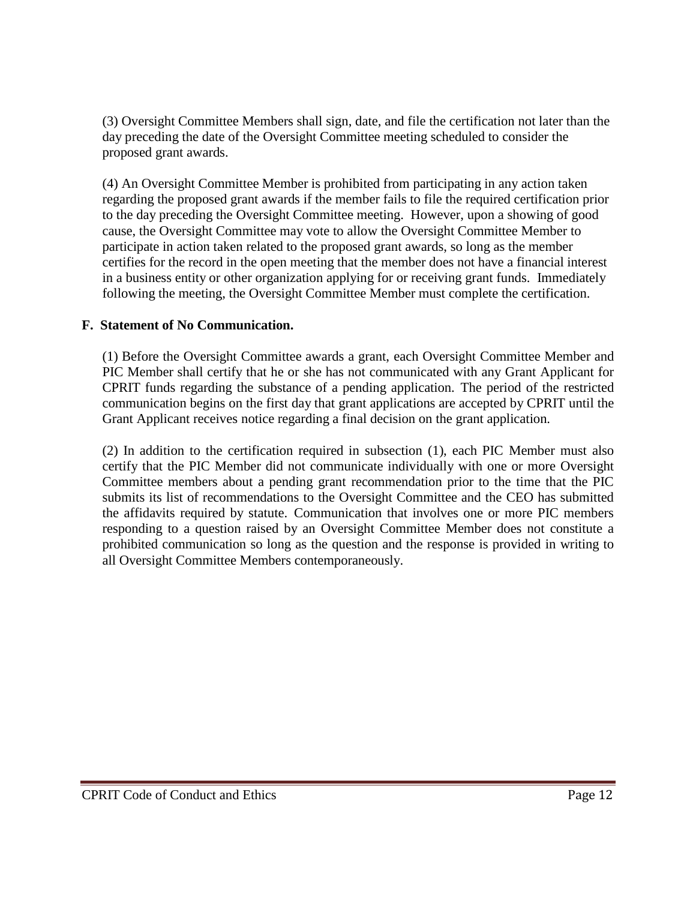(3) Oversight Committee Members shall sign, date, and file the certification not later than the day preceding the date of the Oversight Committee meeting scheduled to consider the proposed grant awards.

(4) An Oversight Committee Member is prohibited from participating in any action taken regarding the proposed grant awards if the member fails to file the required certification prior to the day preceding the Oversight Committee meeting. However, upon a showing of good cause, the Oversight Committee may vote to allow the Oversight Committee Member to participate in action taken related to the proposed grant awards, so long as the member certifies for the record in the open meeting that the member does not have a financial interest in a business entity or other organization applying for or receiving grant funds. Immediately following the meeting, the Oversight Committee Member must complete the certification.

**F. Statement of No Communication.**

(1) Before the Oversight Committee awards a grant, each Oversight Committee Member and PIC Member shall certify that he or she has not communicated with any Grant Applicant for CPRIT funds regarding the substance of a pending application. The period of the restricted communication begins on the first day that grant applications are accepted by CPRIT until the Grant Applicant receives notice regarding a final decision on the grant application.

(2) In addition to the certification required in subsection (1), each PIC Member must also certify that the PIC Member did not communicate individually with one or more Oversight Committee members about a pending grant recommendation prior to the time that the PIC submits its list of recommendations to the Oversight Committee and the CEO has submitted the affidavits required by statute. Communication that involves one or more PIC members responding to a question raised by an Oversight Committee Member does not constitute a prohibited communication so long as the question and the response is provided in writing to all Oversight Committee Members contemporaneously.